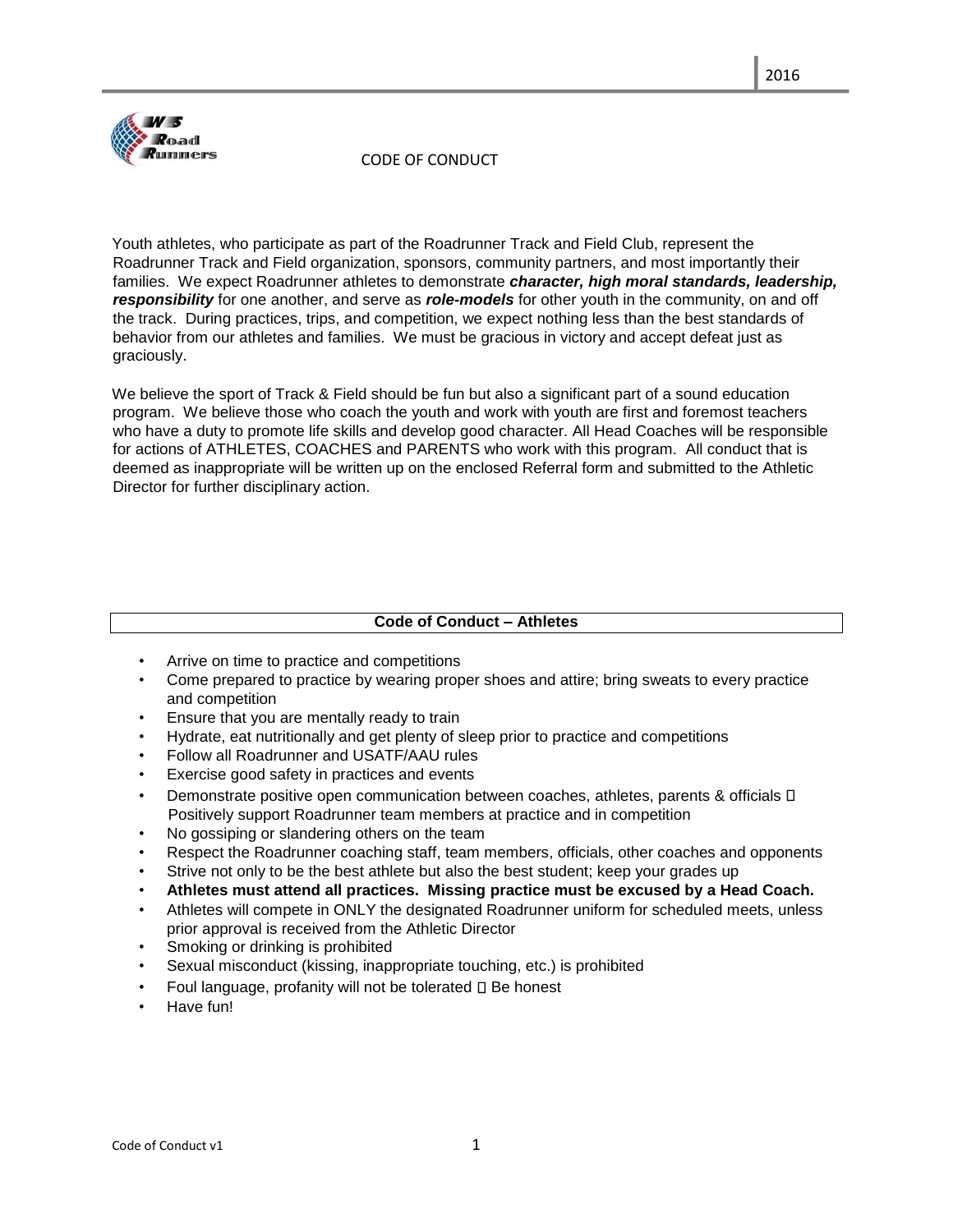# CODE OF CONDUCT

Youth athletes, who participate as part of the Roadrunner Track and Field Club, represent the Roadrunner Track and Field organization, sponsors, community partners, and most importantly their families. We expect Roadrunner athletes to demonstrate ***character, high moral standards, leadership, responsibility*** for one another, and serve as ***role-models*** for other youth in the community, on and off the track. During practices, trips, and competition, we expect nothing less than the best standards of behavior from our athletes and families. We must be gracious in victory and accept defeat just as graciously.

We believe the sport of Track & Field should be fun but also a significant part of a sound education program. We believe those who coach the youth and work with youth are first and foremost teachers who have a duty to promote life skills and develop good character. All Head Coaches will be responsible for actions of ATHLETES, COACHES and PARENTS who work with this program. All conduct that is deemed as inappropriate will be written up on the enclosed Referral form and submitted to the Athletic Director for further disciplinary action.

## Code of Conduct – Athletes

- Arrive on time to practice and competitions
- Come prepared to practice by wearing proper shoes and attire; bring sweats to every practice and competition
- Ensure that you are mentally ready to train
- Hydrate, eat nutritionally and get plenty of sleep prior to practice and competitions
- Follow all Roadrunner and USATF/AAU rules
- Exercise good safety in practices and events
- Demonstrate positive open communication between coaches, athletes, parents & officials  Positively support Roadrunner team members at practice and in competition
- No gossiping or slandering others on the team
- Respect the Roadrunner coaching staff, team members, officials, other coaches and opponents
- Strive not only to be the best athlete but also the best student; keep your grades up
- **Athletes must attend all practices. Missing practice must be excused by a Head Coach.**
- Athletes will compete in ONLY the designated Roadrunner uniform for scheduled meets, unless prior approval is received from the Athletic Director
- Smoking or drinking is prohibited
- Sexual misconduct (kissing, inappropriate touching, etc.) is prohibited
- Foul language, profanity will not be tolerated  Be honest
- Have fun!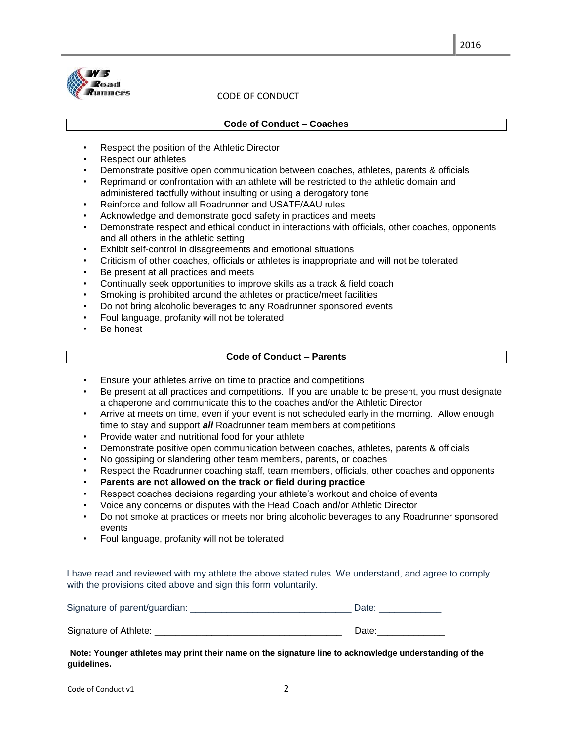CODE OF CONDUCT

## Code of Conduct – Coaches

- Respect the position of the Athletic Director
- Respect our athletes
- Demonstrate positive open communication between coaches, athletes, parents & officials
- Reprimand or confrontation with an athlete will be restricted to the athletic domain and administered tactfully without insulting or using a derogatory tone
- Reinforce and follow all Roadrunner and USATF/AAU rules
- Acknowledge and demonstrate good safety in practices and meets
- Demonstrate respect and ethical conduct in interactions with officials, other coaches, opponents and all others in the athletic setting
- Exhibit self-control in disagreements and emotional situations
- Criticism of other coaches, officials or athletes is inappropriate and will not be tolerated
- Be present at all practices and meets
- Continually seek opportunities to improve skills as a track & field coach
- Smoking is prohibited around the athletes or practice/meet facilities
- Do not bring alcoholic beverages to any Roadrunner sponsored events
- Foul language, profanity will not be tolerated
- Be honest

## Code of Conduct – Parents

- Ensure your athletes arrive on time to practice and competitions
- Be present at all practices and competitions. If you are unable to be present, you must designate a chaperone and communicate this to the coaches and/or the Athletic Director
- Arrive at meets on time, even if your event is not scheduled early in the morning. Allow enough time to stay and support ***all*** Roadrunner team members at competitions
- Provide water and nutritional food for your athlete
- Demonstrate positive open communication between coaches, athletes, parents & officials
- No gossiping or slandering other team members, parents, or coaches
- Respect the Roadrunner coaching staff, team members, officials, other coaches and opponents
- **Parents are not allowed on the track or field during practice**
- Respect coaches decisions regarding your athlete's workout and choice of events
- Voice any concerns or disputes with the Head Coach and/or Athletic Director
- Do not smoke at practices or meets nor bring alcoholic beverages to any Roadrunner sponsored events
- Foul language, profanity will not be tolerated

I have read and reviewed with my athlete the above stated rules. We understand, and agree to comply with the provisions cited above and sign this form voluntarily.

Signature of parent/guardian: ______________________________ Date: ___________

Signature of Athlete: __________________________________ Date:____________

**Note: Younger athletes may print their name on the signature line to acknowledge understanding of the guidelines.**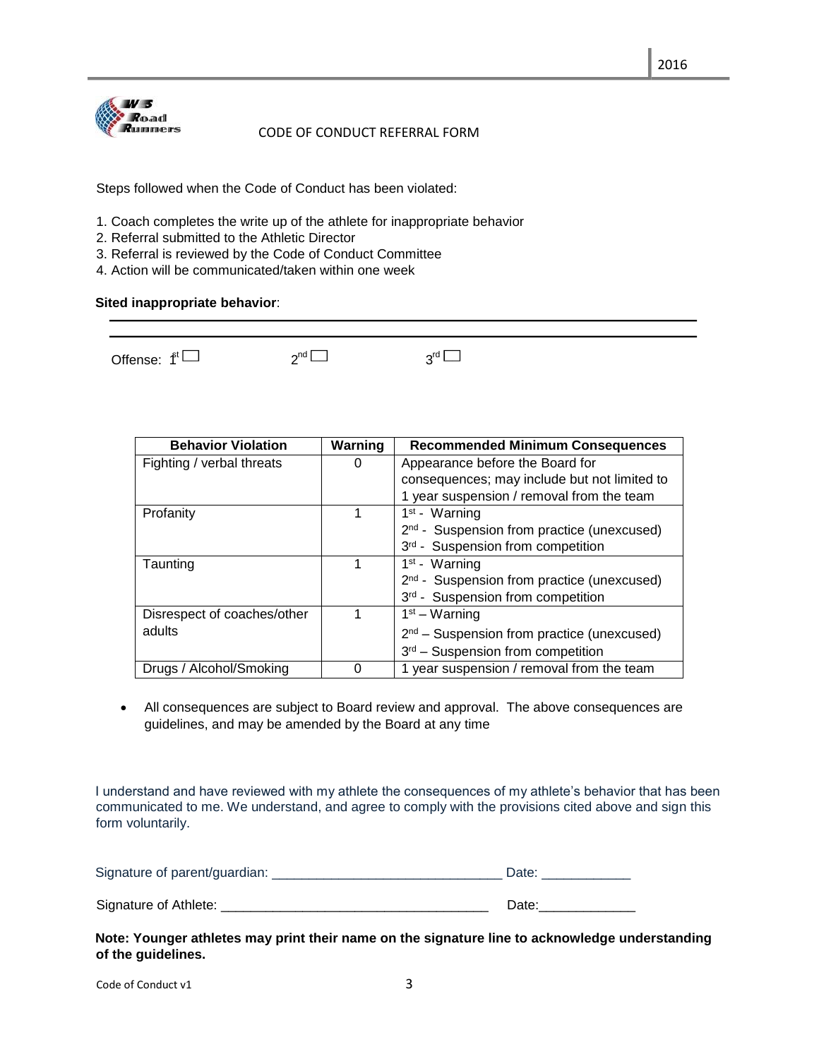CODE OF CONDUCT REFERRAL FORM

Steps followed when the Code of Conduct has been violated:

1. Coach completes the write up of the athlete for inappropriate behavior
2. Referral submitted to the Athletic Director
3. Referral is reviewed by the Code of Conduct Committee
4. Action will be communicated/taken within one week

**Sited inappropriate behavior**:

\_\_\_\_\_\_\_\_\_\_\_\_\_\_\_\_\_\_\_\_\_\_\_\_\_\_\_\_\_\_\_\_\_\_\_\_\_\_\_\_\_\_\_\_\_\_\_\_\_\_\_\_\_\_\_\_\_\_\_\_\_\_\_\_\_\_\_\_\_\_

\_\_\_\_\_\_\_\_\_\_\_\_\_\_\_\_\_\_\_\_\_\_\_\_\_\_\_\_\_\_\_\_\_\_\_\_\_\_\_\_\_\_\_\_\_\_\_\_\_\_\_\_\_\_\_\_\_\_\_\_\_\_\_\_\_\_\_\_\_\_

Offense: 1st ☐ 2nd ☐ 3rd ☐

| Behavior Violation | Warning | Recommended Minimum Consequences |
|---|---|---|
| Fighting / verbal threats | 0 | Appearance before the Board for consequences; may include but not limited to 1 year suspension / removal from the team |
| Profanity | 1 | 1st - Warning<br>2nd - Suspension from practice (unexcused)<br>3rd - Suspension from competition |
| Taunting | 1 | 1st - Warning<br>2nd - Suspension from practice (unexcused)<br>3rd - Suspension from competition |
| Disrespect of coaches/other adults | 1 | 1st – Warning<br>2nd – Suspension from practice (unexcused)<br>3rd – Suspension from competition |
| Drugs / Alcohol/Smoking | 0 | 1 year suspension / removal from the team |

- All consequences are subject to Board review and approval. The above consequences are guidelines, and may be amended by the Board at any time

I understand and have reviewed with my athlete the consequences of my athlete's behavior that has been communicated to me. We understand, and agree to comply with the provisions cited above and sign this form voluntarily.

Signature of parent/guardian: \_\_\_\_\_\_\_\_\_\_\_\_\_\_\_\_\_\_\_\_\_\_\_\_\_\_\_\_\_\_\_\_ Date: \_\_\_\_\_\_\_\_\_\_\_\_

Signature of Athlete: \_\_\_\_\_\_\_\_\_\_\_\_\_\_\_\_\_\_\_\_\_\_\_\_\_\_\_\_\_\_\_\_\_\_\_\_\_ Date:\_\_\_\_\_\_\_\_\_\_\_\_\_

**Note: Younger athletes may print their name on the signature line to acknowledge understanding of the guidelines.**